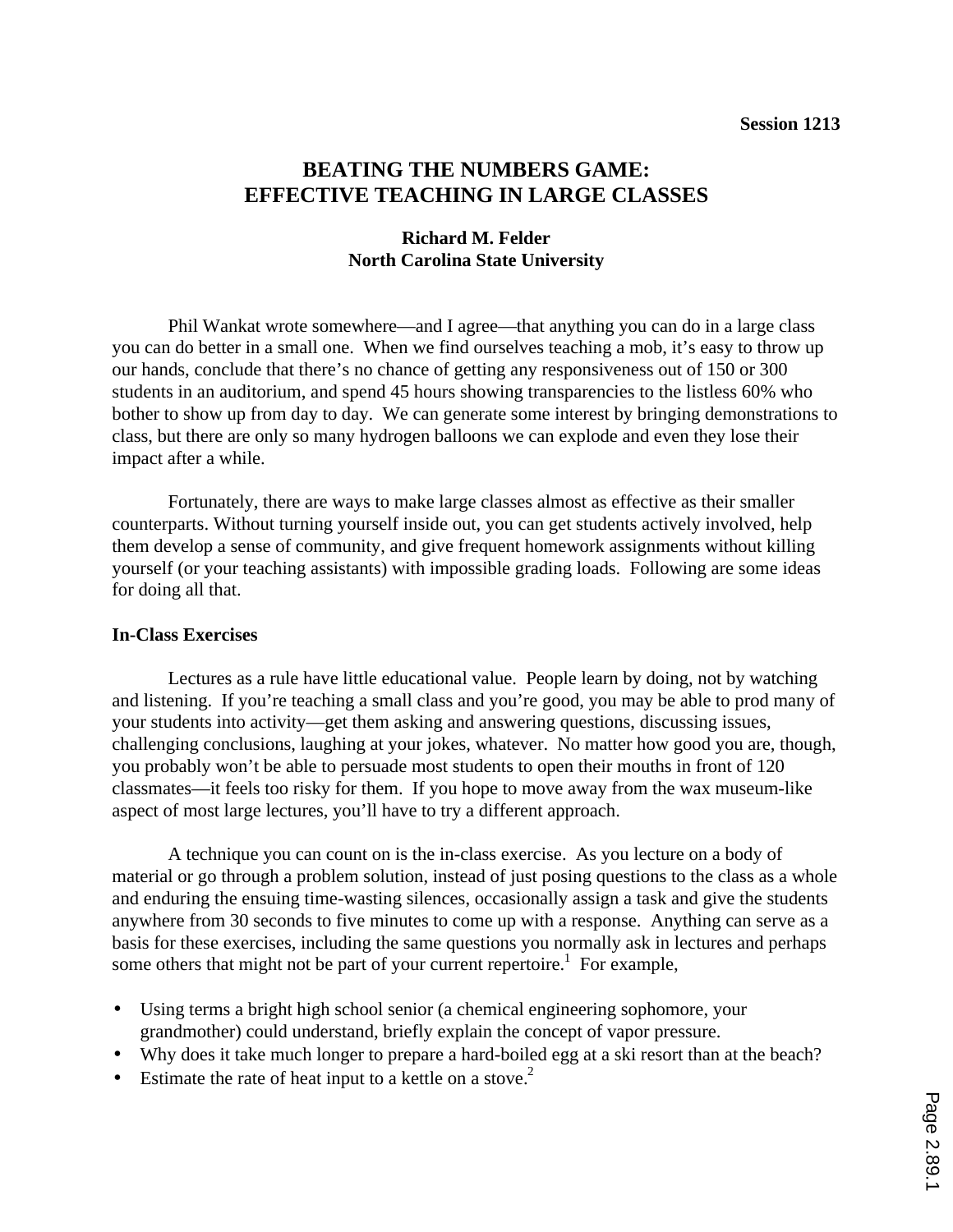Session 1213

# BEATING THE NUMBERS GAME: EFFECTIVE TEACHING IN LARGE CLASSES

**Richard M. Felder**
**North Carolina State University**

Phil Wankat wrote somewhere—and I agree—that anything you can do in a large class you can do better in a small one. When we find ourselves teaching a mob, it's easy to throw up our hands, conclude that there's no chance of getting any responsiveness out of 150 or 300 students in an auditorium, and spend 45 hours showing transparencies to the listless 60% who bother to show up from day to day. We can generate some interest by bringing demonstrations to class, but there are only so many hydrogen balloons we can explode and even they lose their impact after a while.

Fortunately, there are ways to make large classes almost as effective as their smaller counterparts. Without turning yourself inside out, you can get students actively involved, help them develop a sense of community, and give frequent homework assignments without killing yourself (or your teaching assistants) with impossible grading loads. Following are some ideas for doing all that.

## In-Class Exercises

Lectures as a rule have little educational value. People learn by doing, not by watching and listening. If you're teaching a small class and you're good, you may be able to prod many of your students into activity—get them asking and answering questions, discussing issues, challenging conclusions, laughing at your jokes, whatever. No matter how good you are, though, you probably won't be able to persuade most students to open their mouths in front of 120 classmates—it feels too risky for them. If you hope to move away from the wax museum-like aspect of most large lectures, you'll have to try a different approach.

A technique you can count on is the in-class exercise. As you lecture on a body of material or go through a problem solution, instead of just posing questions to the class as a whole and enduring the ensuing time-wasting silences, occasionally assign a task and give the students anywhere from 30 seconds to five minutes to come up with a response. Anything can serve as a basis for these exercises, including the same questions you normally ask in lectures and perhaps some others that might not be part of your current repertoire.[1] For example,

- Using terms a bright high school senior (a chemical engineering sophomore, your grandmother) could understand, briefly explain the concept of vapor pressure.
- Why does it take much longer to prepare a hard-boiled egg at a ski resort than at the beach?
- Estimate the rate of heat input to a kettle on a stove.[2]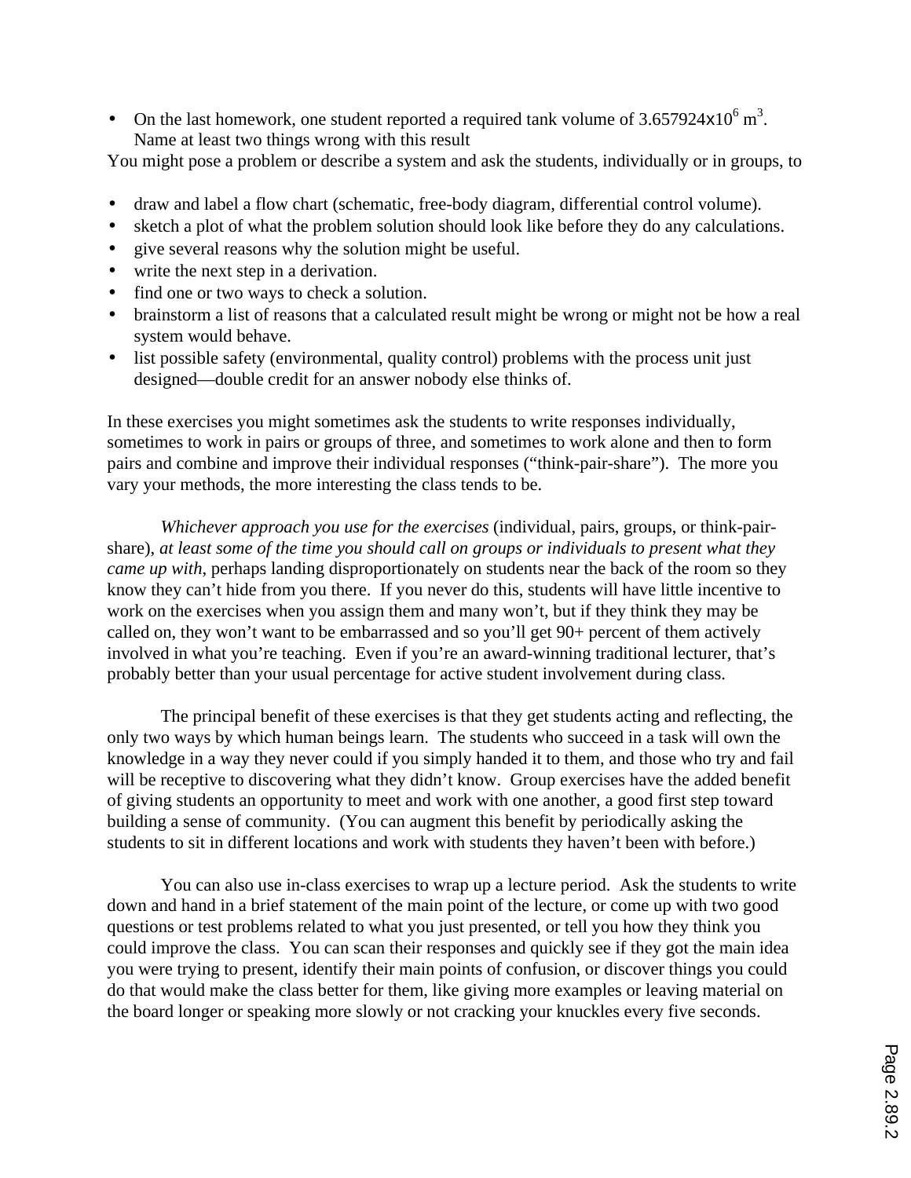- On the last homework, one student reported a required tank volume of $3.657924 \times 10^6$ $m^3$. Name at least two things wrong with this result

You might pose a problem or describe a system and ask the students, individually or in groups, to

- draw and label a flow chart (schematic, free-body diagram, differential control volume).
- sketch a plot of what the problem solution should look like before they do any calculations.
- give several reasons why the solution might be useful.
- write the next step in a derivation.
- find one or two ways to check a solution.
- brainstorm a list of reasons that a calculated result might be wrong or might not be how a real system would behave.
- list possible safety (environmental, quality control) problems with the process unit just designed—double credit for an answer nobody else thinks of.

In these exercises you might sometimes ask the students to write responses individually, sometimes to work in pairs or groups of three, and sometimes to work alone and then to form pairs and combine and improve their individual responses ("think-pair-share"). The more you vary your methods, the more interesting the class tends to be.

*Whichever approach you use for the exercises* (individual, pairs, groups, or think-pair-share), *at least some of the time you should call on groups or individuals to present what they came up with*, perhaps landing disproportionately on students near the back of the room so they know they can't hide from you there. If you never do this, students will have little incentive to work on the exercises when you assign them and many won't, but if they think they may be called on, they won't want to be embarrassed and so you'll get 90+ percent of them actively involved in what you're teaching. Even if you're an award-winning traditional lecturer, that's probably better than your usual percentage for active student involvement during class.

The principal benefit of these exercises is that they get students acting and reflecting, the only two ways by which human beings learn. The students who succeed in a task will own the knowledge in a way they never could if you simply handed it to them, and those who try and fail will be receptive to discovering what they didn't know. Group exercises have the added benefit of giving students an opportunity to meet and work with one another, a good first step toward building a sense of community. (You can augment this benefit by periodically asking the students to sit in different locations and work with students they haven't been with before.)

You can also use in-class exercises to wrap up a lecture period. Ask the students to write down and hand in a brief statement of the main point of the lecture, or come up with two good questions or test problems related to what you just presented, or tell you how they think you could improve the class. You can scan their responses and quickly see if they got the main idea you were trying to present, identify their main points of confusion, or discover things you could do that would make the class better for them, like giving more examples or leaving material on the board longer or speaking more slowly or not cracking your knuckles every five seconds.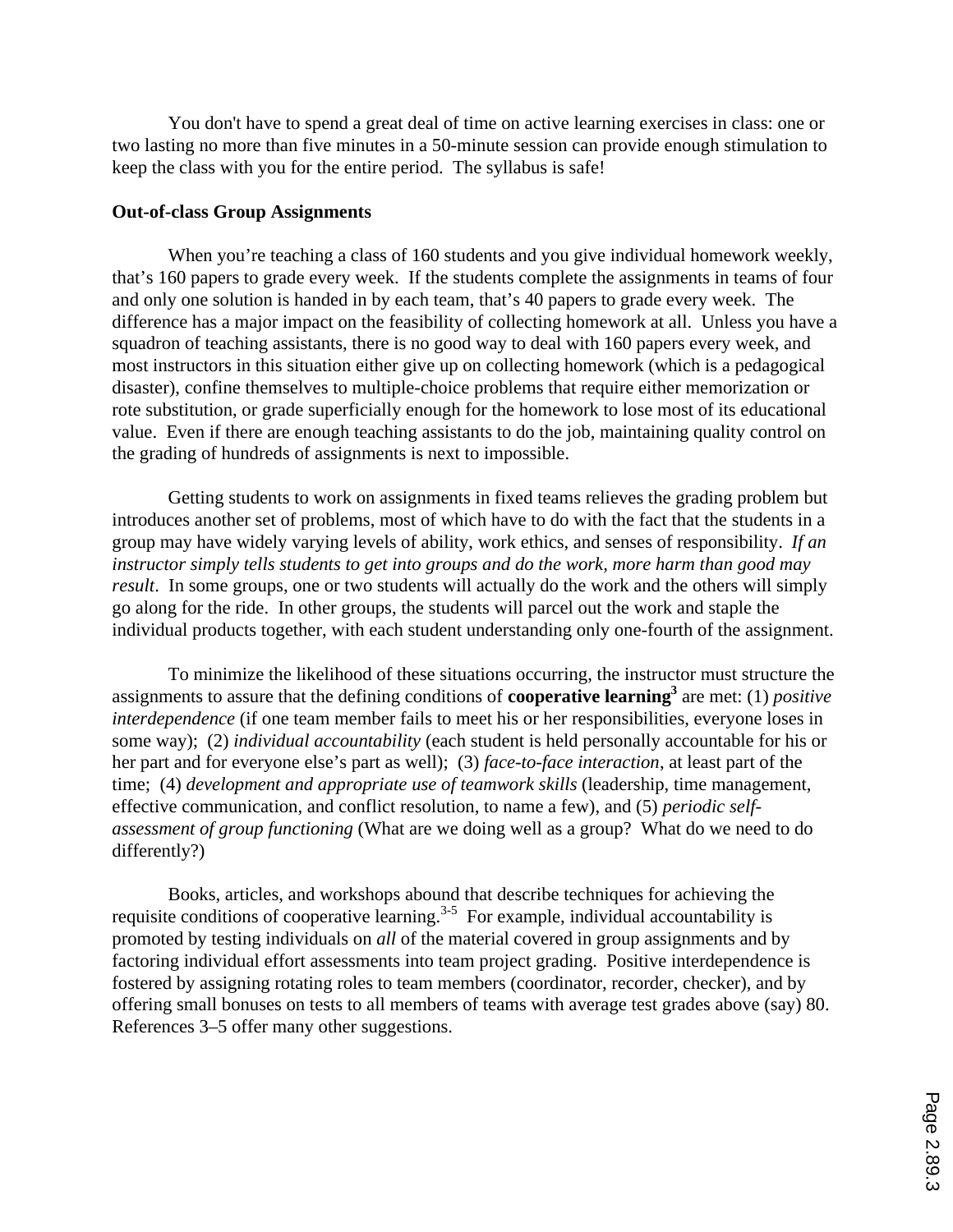You don't have to spend a great deal of time on active learning exercises in class: one or two lasting no more than five minutes in a 50-minute session can provide enough stimulation to keep the class with you for the entire period. The syllabus is safe!

**Out-of-class Group Assignments**

When you're teaching a class of 160 students and you give individual homework weekly, that's 160 papers to grade every week. If the students complete the assignments in teams of four and only one solution is handed in by each team, that's 40 papers to grade every week. The difference has a major impact on the feasibility of collecting homework at all. Unless you have a squadron of teaching assistants, there is no good way to deal with 160 papers every week, and most instructors in this situation either give up on collecting homework (which is a pedagogical disaster), confine themselves to multiple-choice problems that require either memorization or rote substitution, or grade superficially enough for the homework to lose most of its educational value. Even if there are enough teaching assistants to do the job, maintaining quality control on the grading of hundreds of assignments is next to impossible.

Getting students to work on assignments in fixed teams relieves the grading problem but introduces another set of problems, most of which have to do with the fact that the students in a group may have widely varying levels of ability, work ethics, and senses of responsibility. *If an instructor simply tells students to get into groups and do the work, more harm than good may result*. In some groups, one or two students will actually do the work and the others will simply go along for the ride. In other groups, the students will parcel out the work and staple the individual products together, with each student understanding only one-fourth of the assignment.

To minimize the likelihood of these situations occurring, the instructor must structure the assignments to assure that the defining conditions of **cooperative learning**[3] are met: (1) *positive interdependence* (if one team member fails to meet his or her responsibilities, everyone loses in some way); (2) *individual accountability* (each student is held personally accountable for his or her part and for everyone else's part as well); (3) *face-to-face interaction*, at least part of the time; (4) *development and appropriate use of teamwork skills* (leadership, time management, effective communication, and conflict resolution, to name a few), and (5) *periodic self-assessment of group functioning* (What are we doing well as a group? What do we need to do differently?)

Books, articles, and workshops abound that describe techniques for achieving the requisite conditions of cooperative learning.[3-5] For example, individual accountability is promoted by testing individuals on *all* of the material covered in group assignments and by factoring individual effort assessments into team project grading. Positive interdependence is fostered by assigning rotating roles to team members (coordinator, recorder, checker), and by offering small bonuses on tests to all members of teams with average test grades above (say) 80. References 3–5 offer many other suggestions.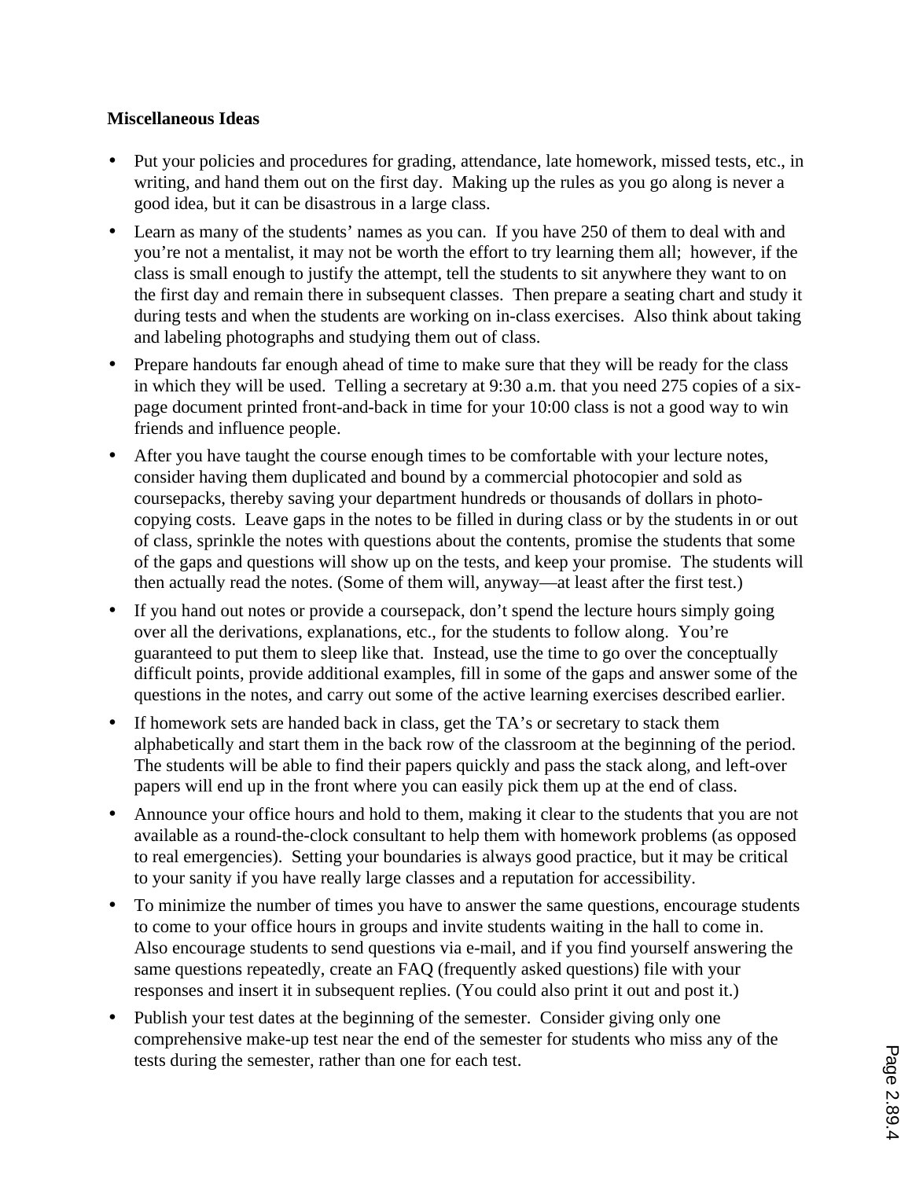**Miscellaneous Ideas**

- Put your policies and procedures for grading, attendance, late homework, missed tests, etc., in writing, and hand them out on the first day. Making up the rules as you go along is never a good idea, but it can be disastrous in a large class.
- Learn as many of the students' names as you can. If you have 250 of them to deal with and you're not a mentalist, it may not be worth the effort to try learning them all; however, if the class is small enough to justify the attempt, tell the students to sit anywhere they want to on the first day and remain there in subsequent classes. Then prepare a seating chart and study it during tests and when the students are working on in-class exercises. Also think about taking and labeling photographs and studying them out of class.
- Prepare handouts far enough ahead of time to make sure that they will be ready for the class in which they will be used. Telling a secretary at 9:30 a.m. that you need 275 copies of a six-page document printed front-and-back in time for your 10:00 class is not a good way to win friends and influence people.
- After you have taught the course enough times to be comfortable with your lecture notes, consider having them duplicated and bound by a commercial photocopier and sold as coursepacks, thereby saving your department hundreds or thousands of dollars in photo-copying costs. Leave gaps in the notes to be filled in during class or by the students in or out of class, sprinkle the notes with questions about the contents, promise the students that some of the gaps and questions will show up on the tests, and keep your promise. The students will then actually read the notes. (Some of them will, anyway—at least after the first test.)
- If you hand out notes or provide a coursepack, don't spend the lecture hours simply going over all the derivations, explanations, etc., for the students to follow along. You're guaranteed to put them to sleep like that. Instead, use the time to go over the conceptually difficult points, provide additional examples, fill in some of the gaps and answer some of the questions in the notes, and carry out some of the active learning exercises described earlier.
- If homework sets are handed back in class, get the TA's or secretary to stack them alphabetically and start them in the back row of the classroom at the beginning of the period. The students will be able to find their papers quickly and pass the stack along, and left-over papers will end up in the front where you can easily pick them up at the end of class.
- Announce your office hours and hold to them, making it clear to the students that you are not available as a round-the-clock consultant to help them with homework problems (as opposed to real emergencies). Setting your boundaries is always good practice, but it may be critical to your sanity if you have really large classes and a reputation for accessibility.
- To minimize the number of times you have to answer the same questions, encourage students to come to your office hours in groups and invite students waiting in the hall to come in. Also encourage students to send questions via e-mail, and if you find yourself answering the same questions repeatedly, create an FAQ (frequently asked questions) file with your responses and insert it in subsequent replies. (You could also print it out and post it.)
- Publish your test dates at the beginning of the semester. Consider giving only one comprehensive make-up test near the end of the semester for students who miss any of the tests during the semester, rather than one for each test.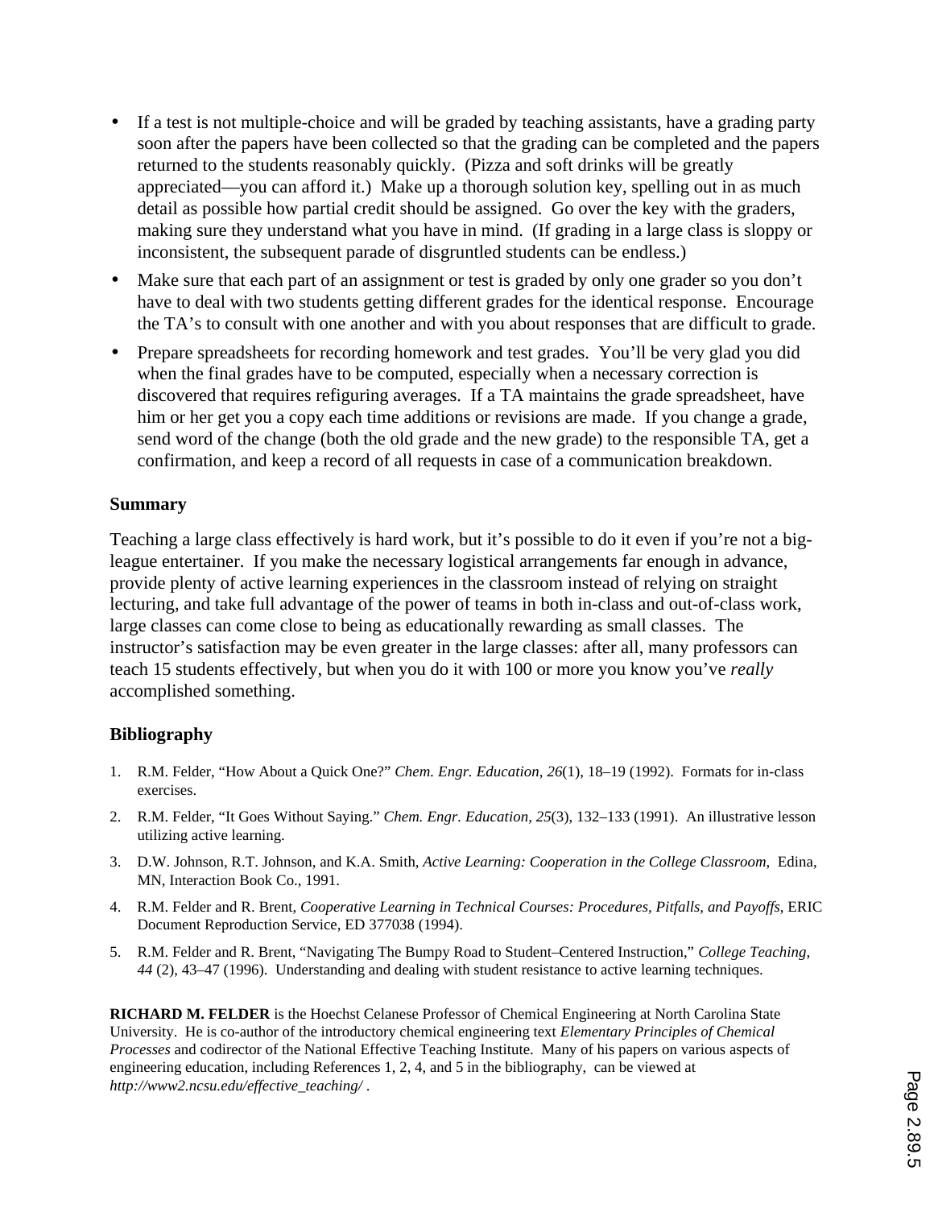- If a test is not multiple-choice and will be graded by teaching assistants, have a grading party soon after the papers have been collected so that the grading can be completed and the papers returned to the students reasonably quickly. (Pizza and soft drinks will be greatly appreciated—you can afford it.) Make up a thorough solution key, spelling out in as much detail as possible how partial credit should be assigned. Go over the key with the graders, making sure they understand what you have in mind. (If grading in a large class is sloppy or inconsistent, the subsequent parade of disgruntled students can be endless.)
- Make sure that each part of an assignment or test is graded by only one grader so you don't have to deal with two students getting different grades for the identical response. Encourage the TA's to consult with one another and with you about responses that are difficult to grade.
- Prepare spreadsheets for recording homework and test grades. You'll be very glad you did when the final grades have to be computed, especially when a necessary correction is discovered that requires refiguring averages. If a TA maintains the grade spreadsheet, have him or her get you a copy each time additions or revisions are made. If you change a grade, send word of the change (both the old grade and the new grade) to the responsible TA, get a confirmation, and keep a record of all requests in case of a communication breakdown.

**Summary**

Teaching a large class effectively is hard work, but it's possible to do it even if you're not a big-league entertainer. If you make the necessary logistical arrangements far enough in advance, provide plenty of active learning experiences in the classroom instead of relying on straight lecturing, and take full advantage of the power of teams in both in-class and out-of-class work, large classes can come close to being as educationally rewarding as small classes. The instructor's satisfaction may be even greater in the large classes: after all, many professors can teach 15 students effectively, but when you do it with 100 or more you know you've *really* accomplished something.

**Bibliography**

1. R.M. Felder, "How About a Quick One?" *Chem. Engr. Education, 26*(1), 18–19 (1992). Formats for in-class exercises.
2. R.M. Felder, "It Goes Without Saying." *Chem. Engr. Education, 25*(3), 132–133 (1991). An illustrative lesson utilizing active learning.
3. D.W. Johnson, R.T. Johnson, and K.A. Smith, *Active Learning: Cooperation in the College Classroom,* Edina, MN, Interaction Book Co., 1991.
4. R.M. Felder and R. Brent, *Cooperative Learning in Technical Courses: Procedures, Pitfalls, and Payoffs*, ERIC Document Reproduction Service, ED 377038 (1994).
5. R.M. Felder and R. Brent, "Navigating The Bumpy Road to Student–Centered Instruction," *College Teaching, 44* (2), 43–47 (1996). Understanding and dealing with student resistance to active learning techniques.

**RICHARD M. FELDER** is the Hoechst Celanese Professor of Chemical Engineering at North Carolina State University. He is co-author of the introductory chemical engineering text *Elementary Principles of Chemical Processes* and codirector of the National Effective Teaching Institute. Many of his papers on various aspects of engineering education, including References 1, 2, 4, and 5 in the bibliography, can be viewed at *http://www2.ncsu.edu/effective_teaching/* .